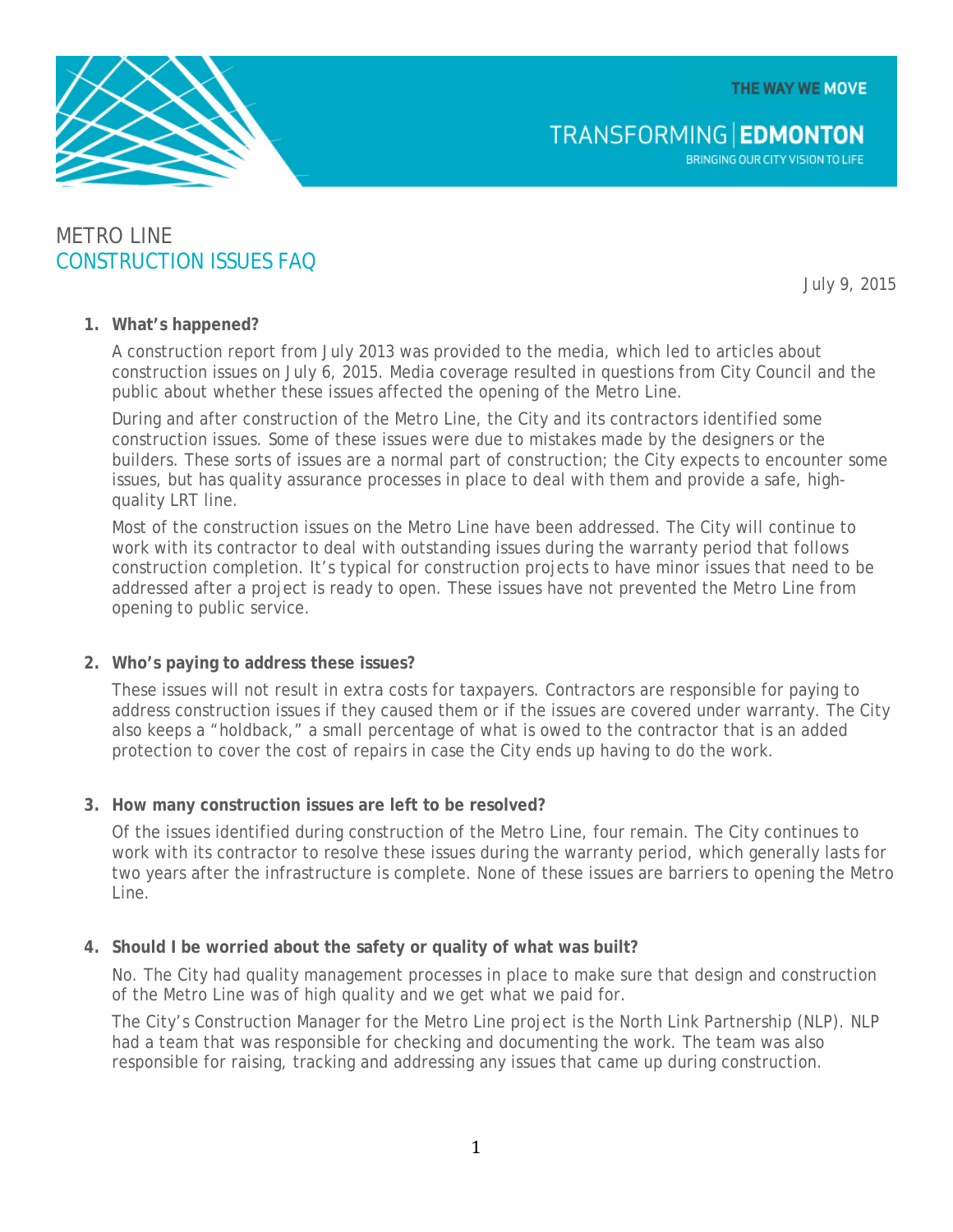THE WAY WE MOVE

TRANSFORMING | EDMONTON
BRINGING OUR CITY VISION TO LIFE

# METRO LINE
## CONSTRUCTION ISSUES FAQ

July 9, 2015

1. **What's happened?**

   A construction report from July 2013 was provided to the media, which led to articles about construction issues on July 6, 2015. Media coverage resulted in questions from City Council and the public about whether these issues affected the opening of the Metro Line.

   During and after construction of the Metro Line, the City and its contractors identified some construction issues. Some of these issues were due to mistakes made by the designers or the builders. These sorts of issues are a normal part of construction; the City expects to encounter some issues, but has quality assurance processes in place to deal with them and provide a safe, high-quality LRT line.

   Most of the construction issues on the Metro Line have been addressed. The City will continue to work with its contractor to deal with outstanding issues during the warranty period that follows construction completion. It's typical for construction projects to have minor issues that need to be addressed after a project is ready to open. These issues have not prevented the Metro Line from opening to public service.

2. **Who's paying to address these issues?**

   These issues will not result in extra costs for taxpayers. Contractors are responsible for paying to address construction issues if they caused them or if the issues are covered under warranty. The City also keeps a "holdback," a small percentage of what is owed to the contractor that is an added protection to cover the cost of repairs in case the City ends up having to do the work.

3. **How many construction issues are left to be resolved?**

   Of the issues identified during construction of the Metro Line, four remain. The City continues to work with its contractor to resolve these issues during the warranty period, which generally lasts for two years after the infrastructure is complete. None of these issues are barriers to opening the Metro Line.

4. **Should I be worried about the safety or quality of what was built?**

   No. The City had quality management processes in place to make sure that design and construction of the Metro Line was of high quality and we get what we paid for.

   The City's Construction Manager for the Metro Line project is the North Link Partnership (NLP). NLP had a team that was responsible for checking and documenting the work. The team was also responsible for raising, tracking and addressing any issues that came up during construction.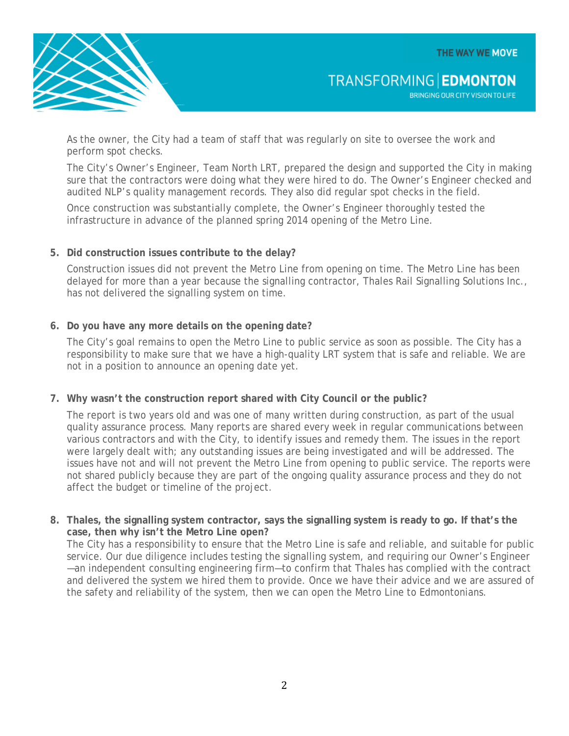As the owner, the City had a team of staff that was regularly on site to oversee the work and perform spot checks.

The City's Owner's Engineer, Team North LRT, prepared the design and supported the City in making sure that the contractors were doing what they were hired to do. The Owner's Engineer checked and audited NLP's quality management records. They also did regular spot checks in the field.

Once construction was substantially complete, the Owner's Engineer thoroughly tested the infrastructure in advance of the planned spring 2014 opening of the Metro Line.

5. **Did construction issues contribute to the delay?**

   Construction issues did not prevent the Metro Line from opening on time. The Metro Line has been delayed for more than a year because the signalling contractor, Thales Rail Signalling Solutions Inc., has not delivered the signalling system on time.

6. **Do you have any more details on the opening date?**

   The City's goal remains to open the Metro Line to public service as soon as possible. The City has a responsibility to make sure that we have a high-quality LRT system that is safe and reliable. We are not in a position to announce an opening date yet.

7. **Why wasn't the construction report shared with City Council or the public?**

   The report is two years old and was one of many written during construction, as part of the usual quality assurance process. Many reports are shared every week in regular communications between various contractors and with the City, to identify issues and remedy them. The issues in the report were largely dealt with; any outstanding issues are being investigated and will be addressed. The issues have not and will not prevent the Metro Line from opening to public service. The reports were not shared publicly because they are part of the ongoing quality assurance process and they do not affect the budget or timeline of the project.

8. **Thales, the signalling system contractor, says the signalling system is ready to go. If that's the case, then why isn't the Metro Line open?**

   The City has a responsibility to ensure that the Metro Line is safe and reliable, and suitable for public service. Our due diligence includes testing the signalling system, and requiring our Owner's Engineer —an independent consulting engineering firm—to confirm that Thales has complied with the contract and delivered the system we hired them to provide. Once we have their advice and we are assured of the safety and reliability of the system, then we can open the Metro Line to Edmontonians.